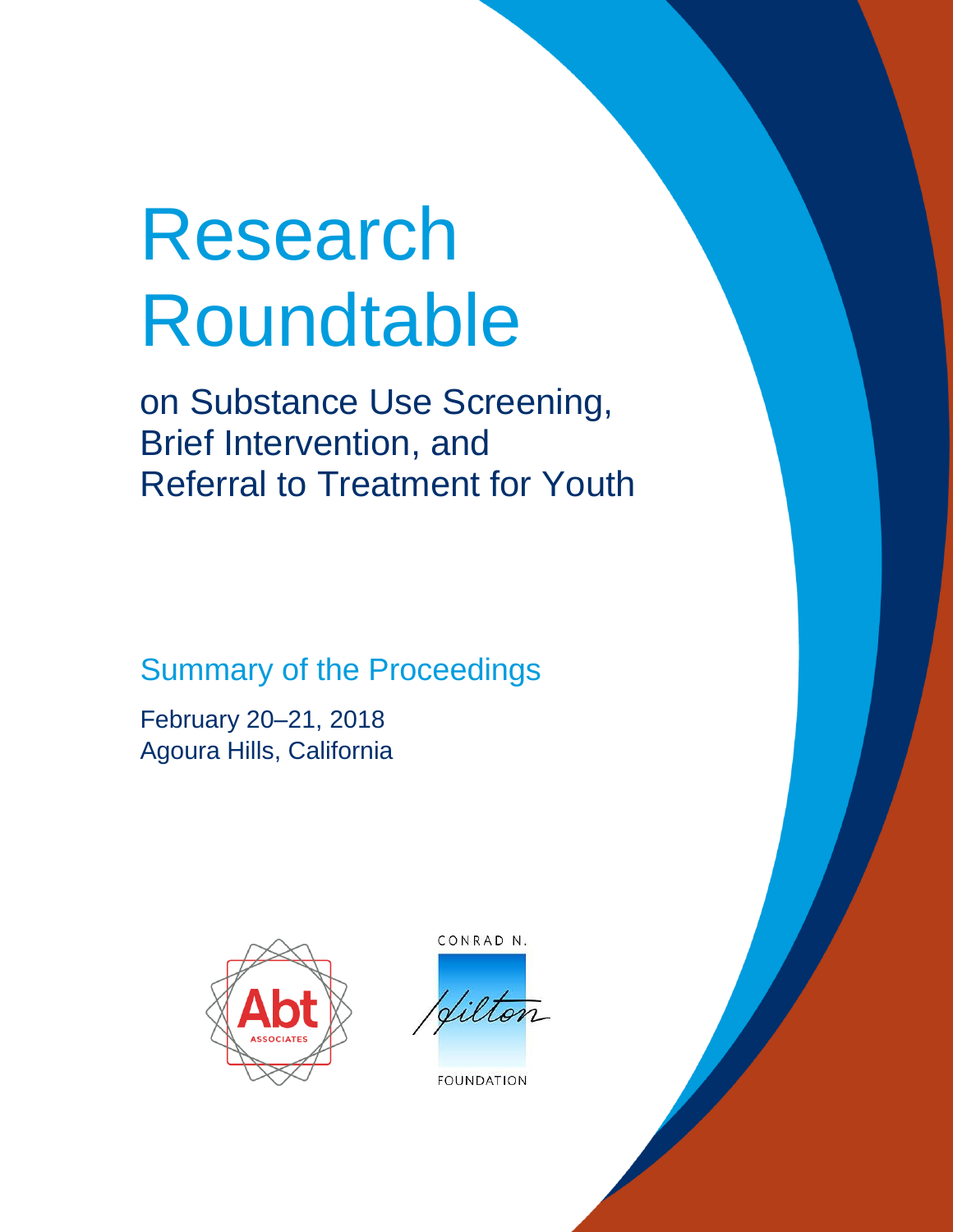# Research Roundtable

## on Substance Use Screening, Brief Intervention, and Referral to Treatment for Youth

### Summary of the Proceedings

February 20–21, 2018
Agoura Hills, California

Abt ASSOCIATES

CONRAD N. Hilton FOUNDATION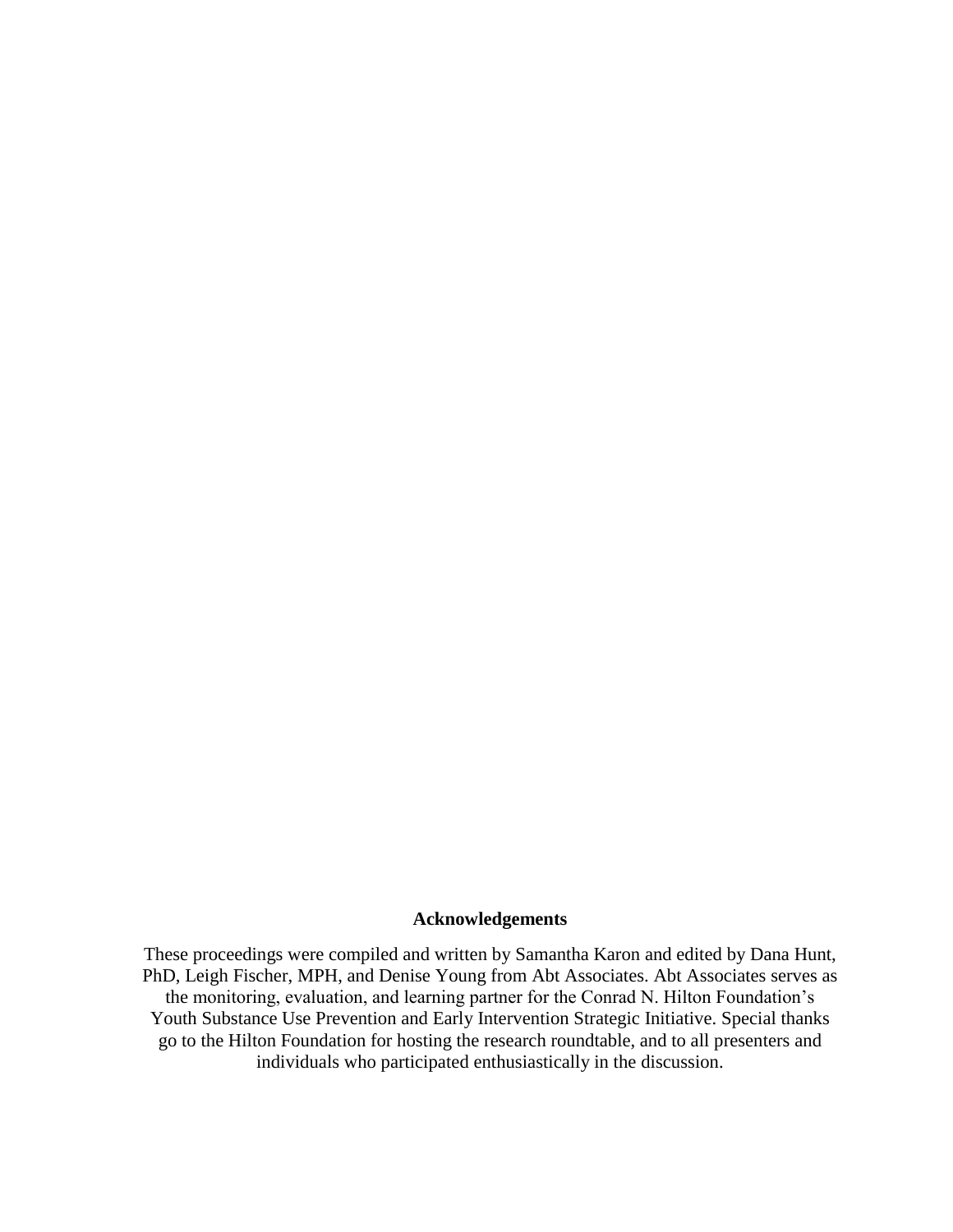**Acknowledgements**

These proceedings were compiled and written by Samantha Karon and edited by Dana Hunt, PhD, Leigh Fischer, MPH, and Denise Young from Abt Associates. Abt Associates serves as the monitoring, evaluation, and learning partner for the Conrad N. Hilton Foundation's Youth Substance Use Prevention and Early Intervention Strategic Initiative. Special thanks go to the Hilton Foundation for hosting the research roundtable, and to all presenters and individuals who participated enthusiastically in the discussion.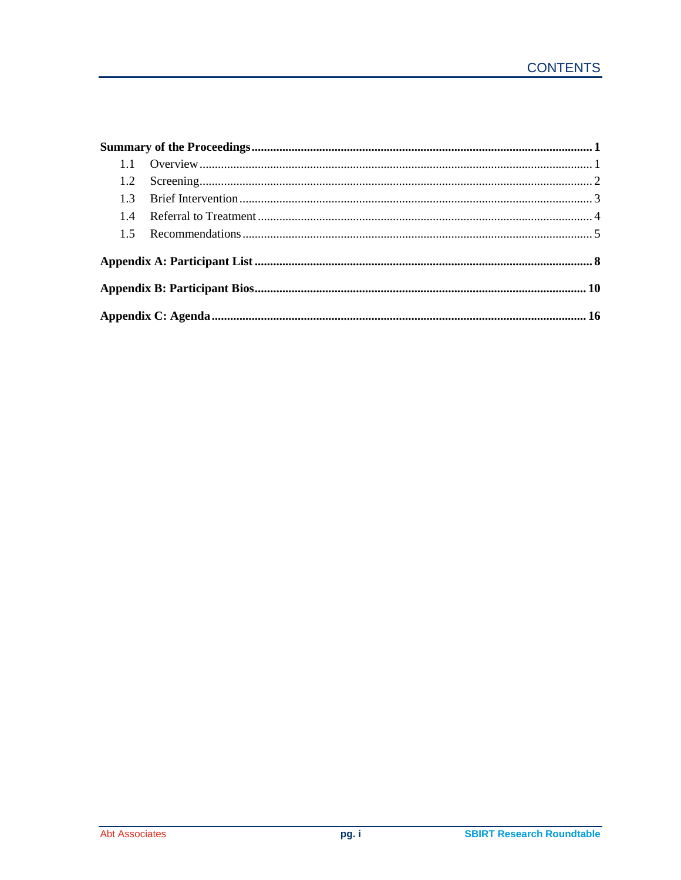# CONTENTS

**Summary of the Proceedings** .......... **1**

- 1.1 Overview .......... 1
- 1.2 Screening .......... 2
- 1.3 Brief Intervention .......... 3
- 1.4 Referral to Treatment .......... 4
- 1.5 Recommendations .......... 5

**Appendix A: Participant List** .......... **8**

**Appendix B: Participant Bios** .......... **10**

**Appendix C: Agenda** .......... **16**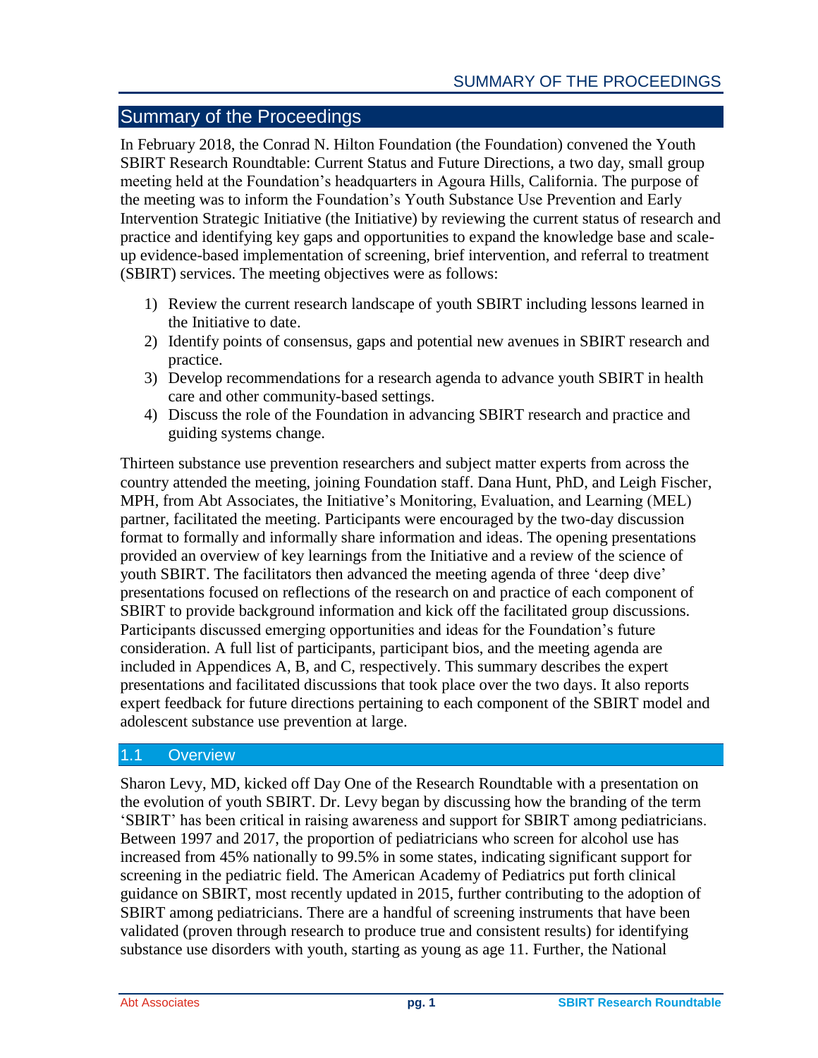## Summary of the Proceedings

In February 2018, the Conrad N. Hilton Foundation (the Foundation) convened the Youth SBIRT Research Roundtable: Current Status and Future Directions, a two day, small group meeting held at the Foundation's headquarters in Agoura Hills, California. The purpose of the meeting was to inform the Foundation's Youth Substance Use Prevention and Early Intervention Strategic Initiative (the Initiative) by reviewing the current status of research and practice and identifying key gaps and opportunities to expand the knowledge base and scale-up evidence-based implementation of screening, brief intervention, and referral to treatment (SBIRT) services. The meeting objectives were as follows:

1) Review the current research landscape of youth SBIRT including lessons learned in the Initiative to date.
2) Identify points of consensus, gaps and potential new avenues in SBIRT research and practice.
3) Develop recommendations for a research agenda to advance youth SBIRT in health care and other community-based settings.
4) Discuss the role of the Foundation in advancing SBIRT research and practice and guiding systems change.

Thirteen substance use prevention researchers and subject matter experts from across the country attended the meeting, joining Foundation staff. Dana Hunt, PhD, and Leigh Fischer, MPH, from Abt Associates, the Initiative's Monitoring, Evaluation, and Learning (MEL) partner, facilitated the meeting. Participants were encouraged by the two-day discussion format to formally and informally share information and ideas. The opening presentations provided an overview of key learnings from the Initiative and a review of the science of youth SBIRT. The facilitators then advanced the meeting agenda of three 'deep dive' presentations focused on reflections of the research on and practice of each component of SBIRT to provide background information and kick off the facilitated group discussions. Participants discussed emerging opportunities and ideas for the Foundation's future consideration. A full list of participants, participant bios, and the meeting agenda are included in Appendices A, B, and C, respectively. This summary describes the expert presentations and facilitated discussions that took place over the two days. It also reports expert feedback for future directions pertaining to each component of the SBIRT model and adolescent substance use prevention at large.

### 1.1 Overview

Sharon Levy, MD, kicked off Day One of the Research Roundtable with a presentation on the evolution of youth SBIRT. Dr. Levy began by discussing how the branding of the term 'SBIRT' has been critical in raising awareness and support for SBIRT among pediatricians. Between 1997 and 2017, the proportion of pediatricians who screen for alcohol use has increased from 45% nationally to 99.5% in some states, indicating significant support for screening in the pediatric field. The American Academy of Pediatrics put forth clinical guidance on SBIRT, most recently updated in 2015, further contributing to the adoption of SBIRT among pediatricians. There are a handful of screening instruments that have been validated (proven through research to produce true and consistent results) for identifying substance use disorders with youth, starting as young as age 11. Further, the National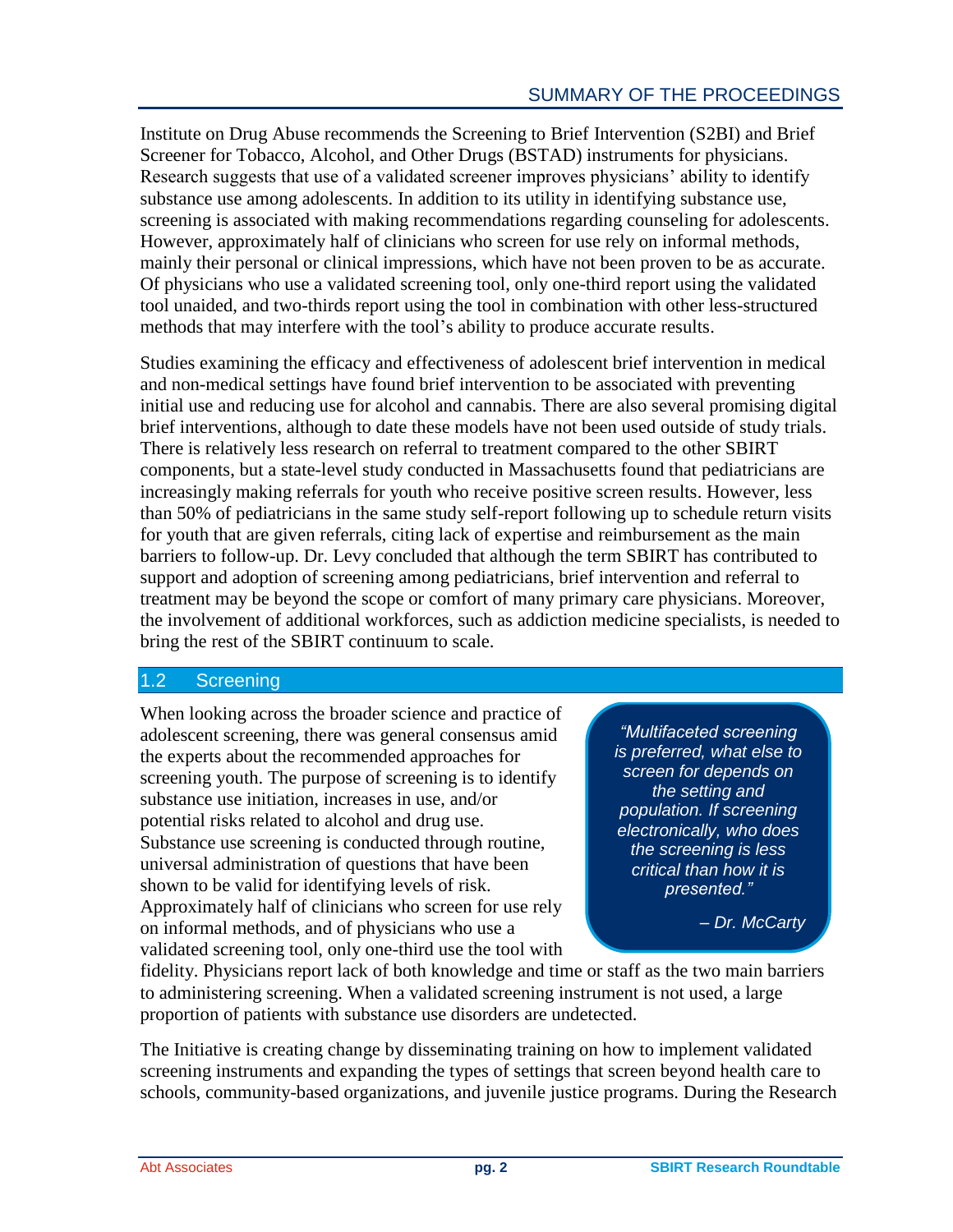Institute on Drug Abuse recommends the Screening to Brief Intervention (S2BI) and Brief Screener for Tobacco, Alcohol, and Other Drugs (BSTAD) instruments for physicians. Research suggests that use of a validated screener improves physicians' ability to identify substance use among adolescents. In addition to its utility in identifying substance use, screening is associated with making recommendations regarding counseling for adolescents. However, approximately half of clinicians who screen for use rely on informal methods, mainly their personal or clinical impressions, which have not been proven to be as accurate. Of physicians who use a validated screening tool, only one-third report using the validated tool unaided, and two-thirds report using the tool in combination with other less-structured methods that may interfere with the tool's ability to produce accurate results.

Studies examining the efficacy and effectiveness of adolescent brief intervention in medical and non-medical settings have found brief intervention to be associated with preventing initial use and reducing use for alcohol and cannabis. There are also several promising digital brief interventions, although to date these models have not been used outside of study trials. There is relatively less research on referral to treatment compared to the other SBIRT components, but a state-level study conducted in Massachusetts found that pediatricians are increasingly making referrals for youth who receive positive screen results. However, less than 50% of pediatricians in the same study self-report following up to schedule return visits for youth that are given referrals, citing lack of expertise and reimbursement as the main barriers to follow-up. Dr. Levy concluded that although the term SBIRT has contributed to support and adoption of screening among pediatricians, brief intervention and referral to treatment may be beyond the scope or comfort of many primary care physicians. Moreover, the involvement of additional workforces, such as addiction medicine specialists, is needed to bring the rest of the SBIRT continuum to scale.

## 1.2 Screening

When looking across the broader science and practice of adolescent screening, there was general consensus amid the experts about the recommended approaches for screening youth. The purpose of screening is to identify substance use initiation, increases in use, and/or potential risks related to alcohol and drug use. Substance use screening is conducted through routine, universal administration of questions that have been shown to be valid for identifying levels of risk. Approximately half of clinicians who screen for use rely on informal methods, and of physicians who use a validated screening tool, only one-third use the tool with fidelity. Physicians report lack of both knowledge and time or staff as the two main barriers to administering screening. When a validated screening instrument is not used, a large proportion of patients with substance use disorders are undetected.

> *"Multifaceted screening is preferred, what else to screen for depends on the setting and population. If screening electronically, who does the screening is less critical than how it is presented."*
>
> *– Dr. McCarty*

The Initiative is creating change by disseminating training on how to implement validated screening instruments and expanding the types of settings that screen beyond health care to schools, community-based organizations, and juvenile justice programs. During the Research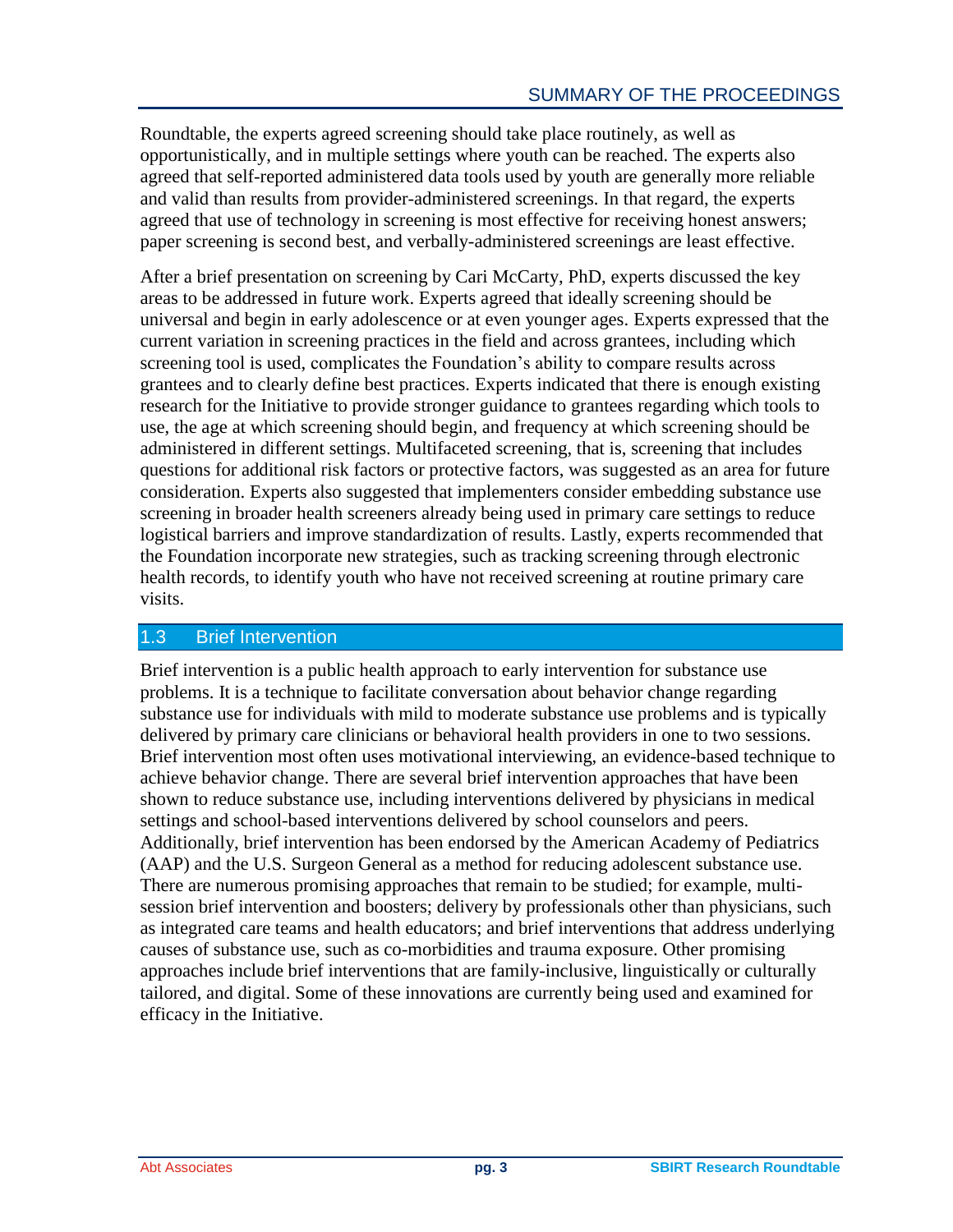Roundtable, the experts agreed screening should take place routinely, as well as opportunistically, and in multiple settings where youth can be reached. The experts also agreed that self-reported administered data tools used by youth are generally more reliable and valid than results from provider-administered screenings. In that regard, the experts agreed that use of technology in screening is most effective for receiving honest answers; paper screening is second best, and verbally-administered screenings are least effective.

After a brief presentation on screening by Cari McCarty, PhD, experts discussed the key areas to be addressed in future work. Experts agreed that ideally screening should be universal and begin in early adolescence or at even younger ages. Experts expressed that the current variation in screening practices in the field and across grantees, including which screening tool is used, complicates the Foundation's ability to compare results across grantees and to clearly define best practices. Experts indicated that there is enough existing research for the Initiative to provide stronger guidance to grantees regarding which tools to use, the age at which screening should begin, and frequency at which screening should be administered in different settings. Multifaceted screening, that is, screening that includes questions for additional risk factors or protective factors, was suggested as an area for future consideration. Experts also suggested that implementers consider embedding substance use screening in broader health screeners already being used in primary care settings to reduce logistical barriers and improve standardization of results. Lastly, experts recommended that the Foundation incorporate new strategies, such as tracking screening through electronic health records, to identify youth who have not received screening at routine primary care visits.

## 1.3 Brief Intervention

Brief intervention is a public health approach to early intervention for substance use problems. It is a technique to facilitate conversation about behavior change regarding substance use for individuals with mild to moderate substance use problems and is typically delivered by primary care clinicians or behavioral health providers in one to two sessions. Brief intervention most often uses motivational interviewing, an evidence-based technique to achieve behavior change. There are several brief intervention approaches that have been shown to reduce substance use, including interventions delivered by physicians in medical settings and school-based interventions delivered by school counselors and peers. Additionally, brief intervention has been endorsed by the American Academy of Pediatrics (AAP) and the U.S. Surgeon General as a method for reducing adolescent substance use. There are numerous promising approaches that remain to be studied; for example, multi-session brief intervention and boosters; delivery by professionals other than physicians, such as integrated care teams and health educators; and brief interventions that address underlying causes of substance use, such as co-morbidities and trauma exposure. Other promising approaches include brief interventions that are family-inclusive, linguistically or culturally tailored, and digital. Some of these innovations are currently being used and examined for efficacy in the Initiative.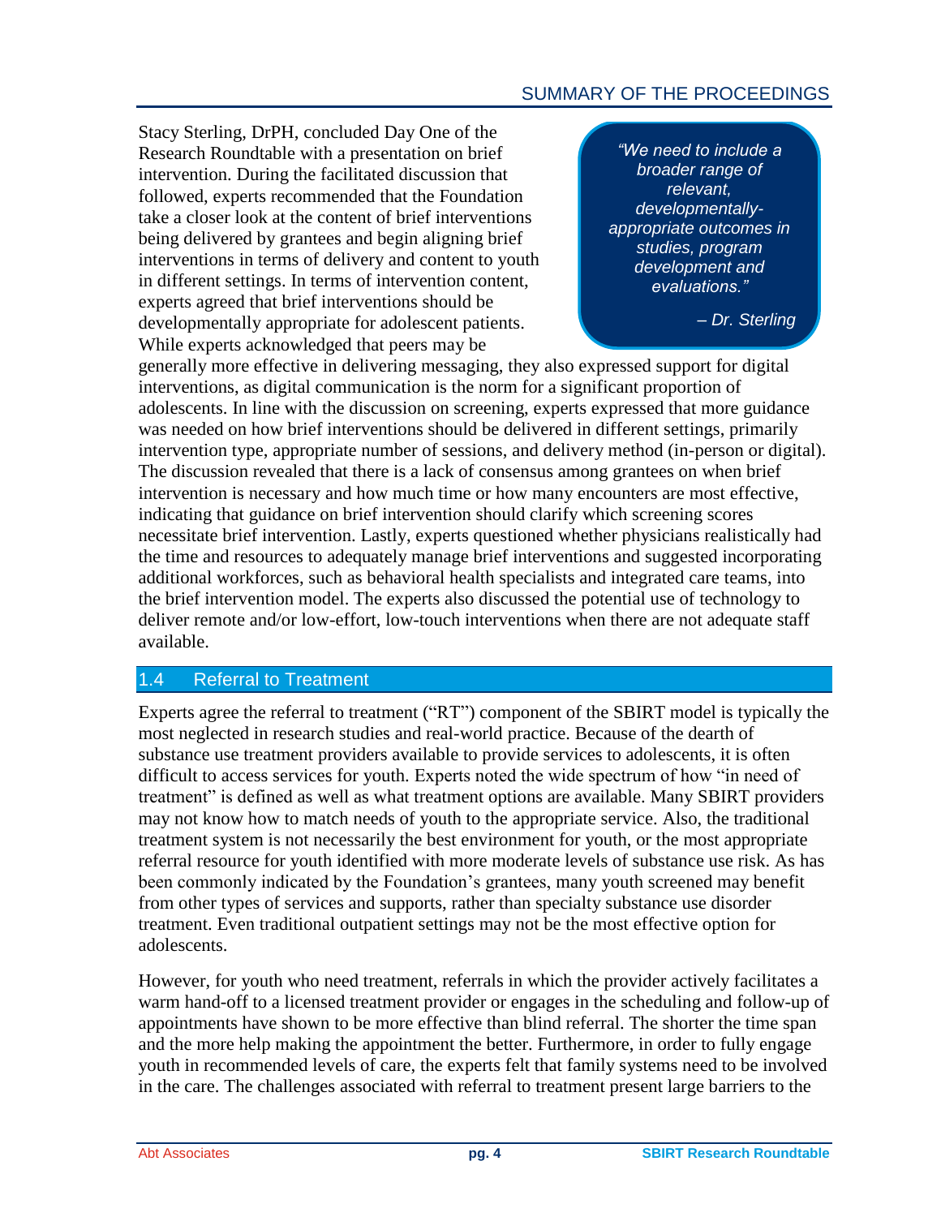Stacy Sterling, DrPH, concluded Day One of the Research Roundtable with a presentation on brief intervention. During the facilitated discussion that followed, experts recommended that the Foundation take a closer look at the content of brief interventions being delivered by grantees and begin aligning brief interventions in terms of delivery and content to youth in different settings. In terms of intervention content, experts agreed that brief interventions should be developmentally appropriate for adolescent patients. While experts acknowledged that peers may be generally more effective in delivering messaging, they also expressed support for digital interventions, as digital communication is the norm for a significant proportion of adolescents. In line with the discussion on screening, experts expressed that more guidance was needed on how brief interventions should be delivered in different settings, primarily intervention type, appropriate number of sessions, and delivery method (in-person or digital). The discussion revealed that there is a lack of consensus among grantees on when brief intervention is necessary and how much time or how many encounters are most effective, indicating that guidance on brief intervention should clarify which screening scores necessitate brief intervention. Lastly, experts questioned whether physicians realistically had the time and resources to adequately manage brief interventions and suggested incorporating additional workforces, such as behavioral health specialists and integrated care teams, into the brief intervention model. The experts also discussed the potential use of technology to deliver remote and/or low-effort, low-touch interventions when there are not adequate staff available.

> *"We need to include a broader range of relevant, developmentally-appropriate outcomes in studies, program development and evaluations."*
>
> *– Dr. Sterling*

## 1.4 Referral to Treatment

Experts agree the referral to treatment ("RT") component of the SBIRT model is typically the most neglected in research studies and real-world practice. Because of the dearth of substance use treatment providers available to provide services to adolescents, it is often difficult to access services for youth. Experts noted the wide spectrum of how "in need of treatment" is defined as well as what treatment options are available. Many SBIRT providers may not know how to match needs of youth to the appropriate service. Also, the traditional treatment system is not necessarily the best environment for youth, or the most appropriate referral resource for youth identified with more moderate levels of substance use risk. As has been commonly indicated by the Foundation's grantees, many youth screened may benefit from other types of services and supports, rather than specialty substance use disorder treatment. Even traditional outpatient settings may not be the most effective option for adolescents.

However, for youth who need treatment, referrals in which the provider actively facilitates a warm hand-off to a licensed treatment provider or engages in the scheduling and follow-up of appointments have shown to be more effective than blind referral. The shorter the time span and the more help making the appointment the better. Furthermore, in order to fully engage youth in recommended levels of care, the experts felt that family systems need to be involved in the care. The challenges associated with referral to treatment present large barriers to the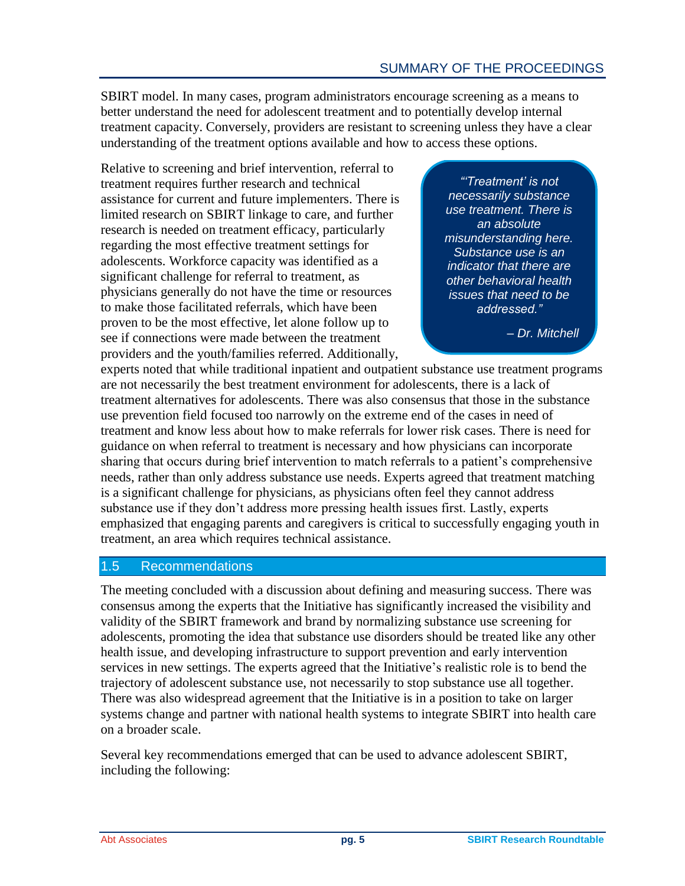SBIRT model. In many cases, program administrators encourage screening as a means to better understand the need for adolescent treatment and to potentially develop internal treatment capacity. Conversely, providers are resistant to screening unless they have a clear understanding of the treatment options available and how to access these options.

Relative to screening and brief intervention, referral to treatment requires further research and technical assistance for current and future implementers. There is limited research on SBIRT linkage to care, and further research is needed on treatment efficacy, particularly regarding the most effective treatment settings for adolescents. Workforce capacity was identified as a significant challenge for referral to treatment, as physicians generally do not have the time or resources to make those facilitated referrals, which have been proven to be the most effective, let alone follow up to see if connections were made between the treatment providers and the youth/families referred. Additionally, experts noted that while traditional inpatient and outpatient substance use treatment programs are not necessarily the best treatment environment for adolescents, there is a lack of treatment alternatives for adolescents. There was also consensus that those in the substance use prevention field focused too narrowly on the extreme end of the cases in need of treatment and know less about how to make referrals for lower risk cases. There is need for guidance on when referral to treatment is necessary and how physicians can incorporate sharing that occurs during brief intervention to match referrals to a patient's comprehensive needs, rather than only address substance use needs. Experts agreed that treatment matching is a significant challenge for physicians, as physicians often feel they cannot address substance use if they don't address more pressing health issues first. Lastly, experts emphasized that engaging parents and caregivers is critical to successfully engaging youth in treatment, an area which requires technical assistance.

> *"'Treatment' is not necessarily substance use treatment. There is an absolute misunderstanding here. Substance use is an indicator that there are other behavioral health issues that need to be addressed."*
>
> *– Dr. Mitchell*

## 1.5 Recommendations

The meeting concluded with a discussion about defining and measuring success. There was consensus among the experts that the Initiative has significantly increased the visibility and validity of the SBIRT framework and brand by normalizing substance use screening for adolescents, promoting the idea that substance use disorders should be treated like any other health issue, and developing infrastructure to support prevention and early intervention services in new settings. The experts agreed that the Initiative's realistic role is to bend the trajectory of adolescent substance use, not necessarily to stop substance use all together. There was also widespread agreement that the Initiative is in a position to take on larger systems change and partner with national health systems to integrate SBIRT into health care on a broader scale.

Several key recommendations emerged that can be used to advance adolescent SBIRT, including the following: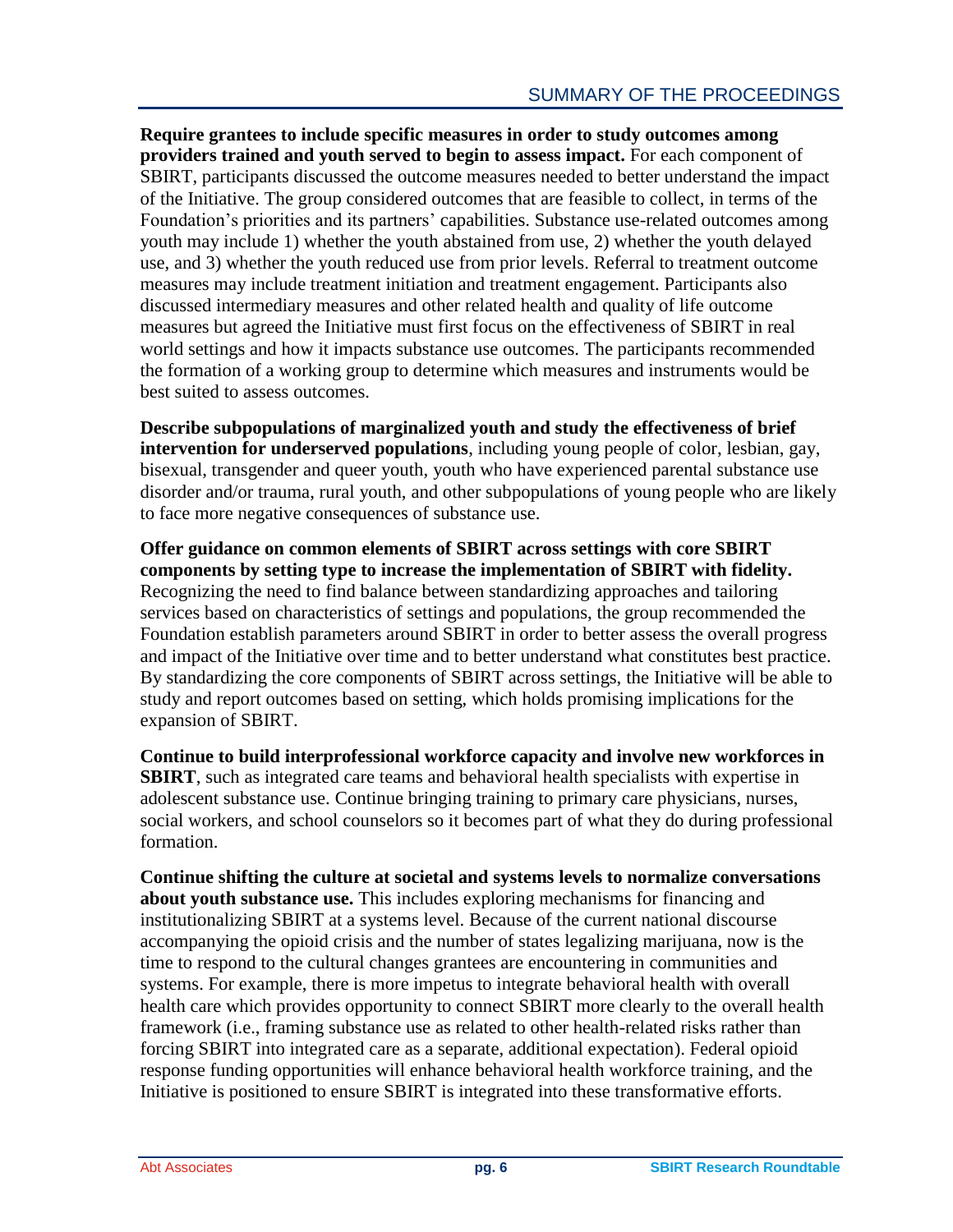**Require grantees to include specific measures in order to study outcomes among providers trained and youth served to begin to assess impact.** For each component of SBIRT, participants discussed the outcome measures needed to better understand the impact of the Initiative. The group considered outcomes that are feasible to collect, in terms of the Foundation's priorities and its partners' capabilities. Substance use-related outcomes among youth may include 1) whether the youth abstained from use, 2) whether the youth delayed use, and 3) whether the youth reduced use from prior levels. Referral to treatment outcome measures may include treatment initiation and treatment engagement. Participants also discussed intermediary measures and other related health and quality of life outcome measures but agreed the Initiative must first focus on the effectiveness of SBIRT in real world settings and how it impacts substance use outcomes. The participants recommended the formation of a working group to determine which measures and instruments would be best suited to assess outcomes.

**Describe subpopulations of marginalized youth and study the effectiveness of brief intervention for underserved populations**, including young people of color, lesbian, gay, bisexual, transgender and queer youth, youth who have experienced parental substance use disorder and/or trauma, rural youth, and other subpopulations of young people who are likely to face more negative consequences of substance use.

**Offer guidance on common elements of SBIRT across settings with core SBIRT components by setting type to increase the implementation of SBIRT with fidelity.** Recognizing the need to find balance between standardizing approaches and tailoring services based on characteristics of settings and populations, the group recommended the Foundation establish parameters around SBIRT in order to better assess the overall progress and impact of the Initiative over time and to better understand what constitutes best practice. By standardizing the core components of SBIRT across settings, the Initiative will be able to study and report outcomes based on setting, which holds promising implications for the expansion of SBIRT.

**Continue to build interprofessional workforce capacity and involve new workforces in SBIRT**, such as integrated care teams and behavioral health specialists with expertise in adolescent substance use. Continue bringing training to primary care physicians, nurses, social workers, and school counselors so it becomes part of what they do during professional formation.

**Continue shifting the culture at societal and systems levels to normalize conversations about youth substance use.** This includes exploring mechanisms for financing and institutionalizing SBIRT at a systems level. Because of the current national discourse accompanying the opioid crisis and the number of states legalizing marijuana, now is the time to respond to the cultural changes grantees are encountering in communities and systems. For example, there is more impetus to integrate behavioral health with overall health care which provides opportunity to connect SBIRT more clearly to the overall health framework (i.e., framing substance use as related to other health-related risks rather than forcing SBIRT into integrated care as a separate, additional expectation). Federal opioid response funding opportunities will enhance behavioral health workforce training, and the Initiative is positioned to ensure SBIRT is integrated into these transformative efforts.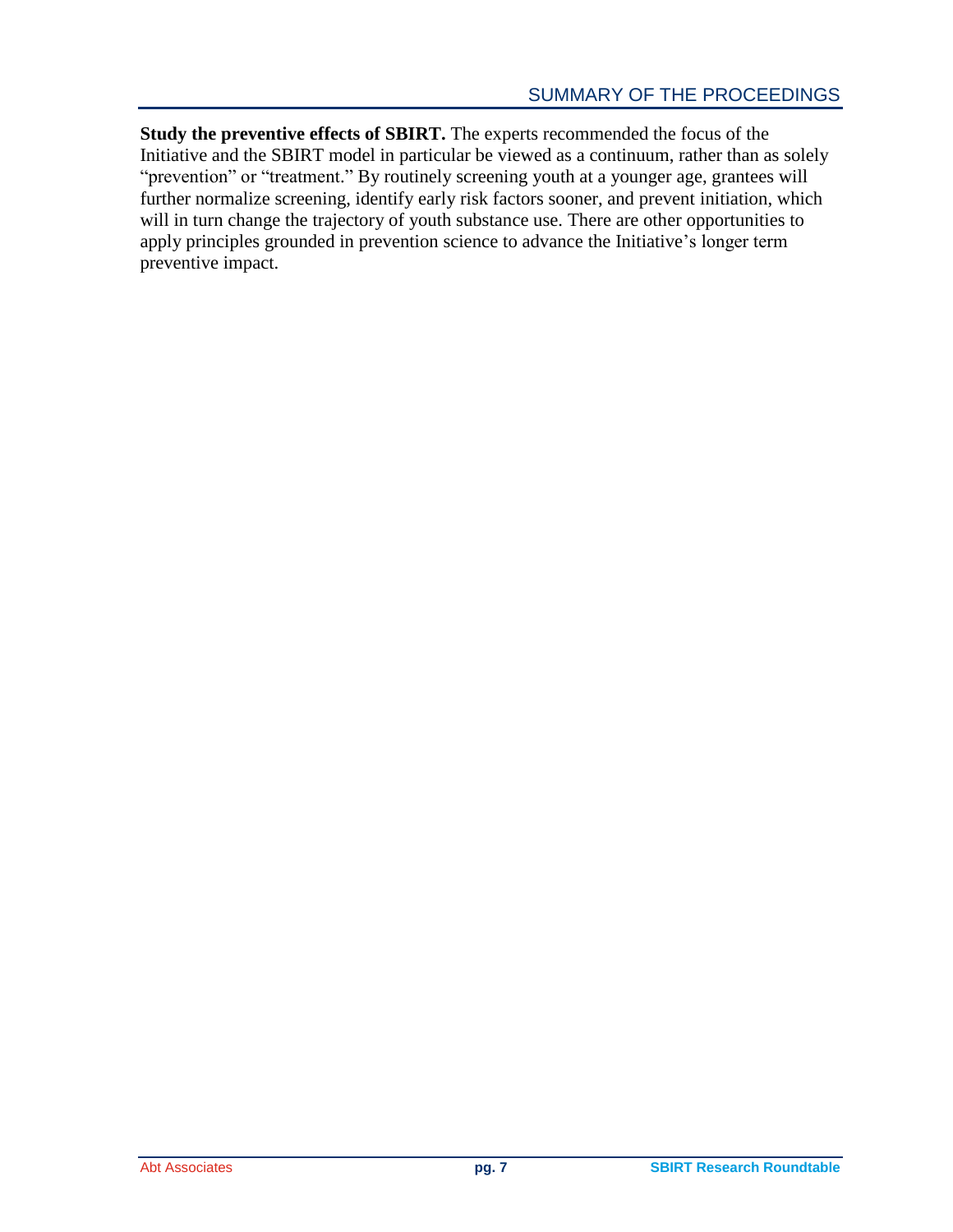**Study the preventive effects of SBIRT.** The experts recommended the focus of the Initiative and the SBIRT model in particular be viewed as a continuum, rather than as solely "prevention" or "treatment." By routinely screening youth at a younger age, grantees will further normalize screening, identify early risk factors sooner, and prevent initiation, which will in turn change the trajectory of youth substance use. There are other opportunities to apply principles grounded in prevention science to advance the Initiative's longer term preventive impact.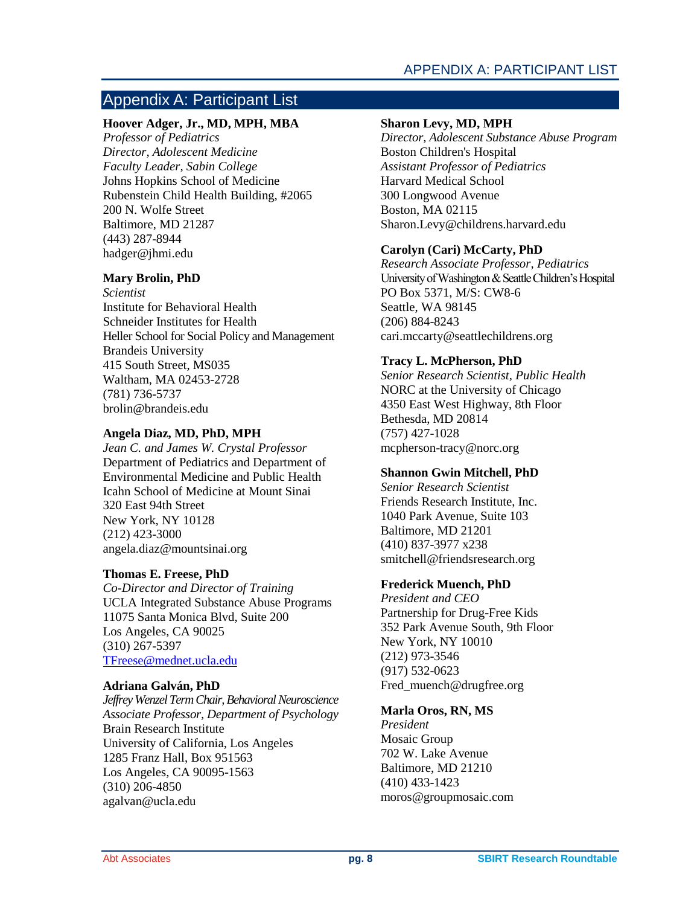## Appendix A: Participant List

**Hoover Adger, Jr., MD, MPH, MBA**
*Professor of Pediatrics*
*Director, Adolescent Medicine*
*Faculty Leader, Sabin College*
Johns Hopkins School of Medicine
Rubenstein Child Health Building, #2065
200 N. Wolfe Street
Baltimore, MD 21287
(443) 287-8944
hadger@jhmi.edu

**Mary Brolin, PhD**
*Scientist*
Institute for Behavioral Health
Schneider Institutes for Health
Heller School for Social Policy and Management
Brandeis University
415 South Street, MS035
Waltham, MA 02453-2728
(781) 736-5737
brolin@brandeis.edu

**Angela Diaz, MD, PhD, MPH**
*Jean C. and James W. Crystal Professor*
Department of Pediatrics and Department of Environmental Medicine and Public Health
Icahn School of Medicine at Mount Sinai
320 East 94th Street
New York, NY 10128
(212) 423-3000
angela.diaz@mountsinai.org

**Thomas E. Freese, PhD**
*Co-Director and Director of Training*
UCLA Integrated Substance Abuse Programs
11075 Santa Monica Blvd, Suite 200
Los Angeles, CA 90025
(310) 267-5397
TFreese@mednet.ucla.edu

**Adriana Galván, PhD**
*Jeffrey Wenzel Term Chair, Behavioral Neuroscience*
*Associate Professor, Department of Psychology*
Brain Research Institute
University of California, Los Angeles
1285 Franz Hall, Box 951563
Los Angeles, CA 90095-1563
(310) 206-4850
agalvan@ucla.edu

**Sharon Levy, MD, MPH**
*Director, Adolescent Substance Abuse Program*
Boston Children's Hospital
*Assistant Professor of Pediatrics*
Harvard Medical School
300 Longwood Avenue
Boston, MA 02115
Sharon.Levy@childrens.harvard.edu

**Carolyn (Cari) McCarty, PhD**
*Research Associate Professor, Pediatrics*
University of Washington & Seattle Children's Hospital
PO Box 5371, M/S: CW8-6
Seattle, WA 98145
(206) 884-8243
cari.mccarty@seattlechildrens.org

**Tracy L. McPherson, PhD**
*Senior Research Scientist, Public Health*
NORC at the University of Chicago
4350 East West Highway, 8th Floor
Bethesda, MD 20814
(757) 427-1028
mcpherson-tracy@norc.org

**Shannon Gwin Mitchell, PhD**
*Senior Research Scientist*
Friends Research Institute, Inc.
1040 Park Avenue, Suite 103
Baltimore, MD 21201
(410) 837-3977 x238
smitchell@friendsresearch.org

**Frederick Muench, PhD**
*President and CEO*
Partnership for Drug-Free Kids
352 Park Avenue South, 9th Floor
New York, NY 10010
(212) 973-3546
(917) 532-0623
Fred_muench@drugfree.org

**Marla Oros, RN, MS**
*President*
Mosaic Group
702 W. Lake Avenue
Baltimore, MD 21210
(410) 433-1423
moros@groupmosaic.com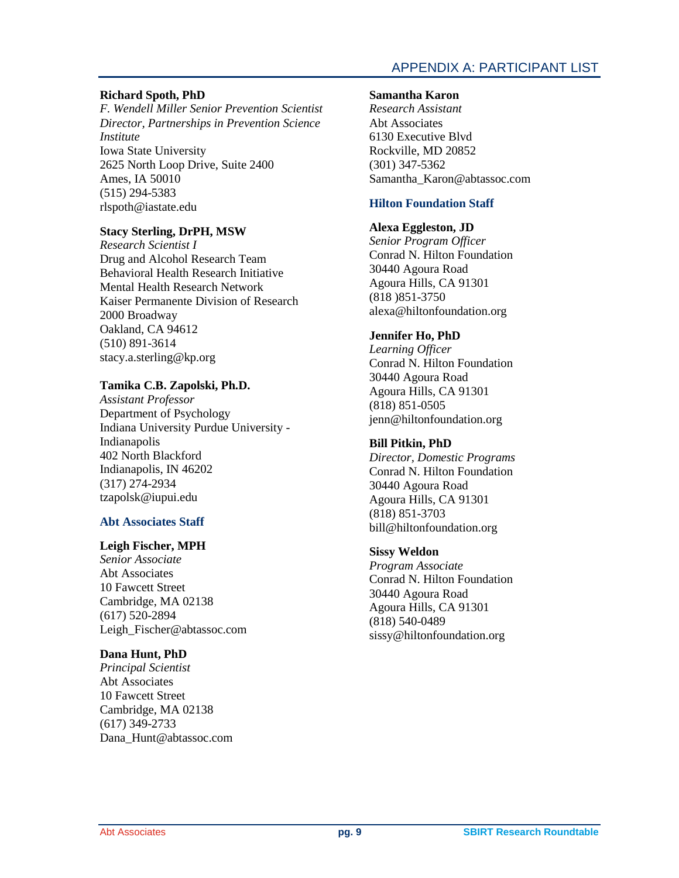**Richard Spoth, PhD**
*F. Wendell Miller Senior Prevention Scientist*
*Director, Partnerships in Prevention Science Institute*
Iowa State University
2625 North Loop Drive, Suite 2400
Ames, IA 50010
(515) 294-5383
rlspoth@iastate.edu

**Stacy Sterling, DrPH, MSW**
*Research Scientist I*
Drug and Alcohol Research Team
Behavioral Health Research Initiative
Mental Health Research Network
Kaiser Permanente Division of Research
2000 Broadway
Oakland, CA 94612
(510) 891-3614
stacy.a.sterling@kp.org

**Tamika C.B. Zapolski, Ph.D.**
*Assistant Professor*
Department of Psychology
Indiana University Purdue University - Indianapolis
402 North Blackford
Indianapolis, IN 46202
(317) 274-2934
tzapolsk@iupui.edu

### Abt Associates Staff

**Leigh Fischer, MPH**
*Senior Associate*
Abt Associates
10 Fawcett Street
Cambridge, MA 02138
(617) 520-2894
Leigh_Fischer@abtassoc.com

**Dana Hunt, PhD**
*Principal Scientist*
Abt Associates
10 Fawcett Street
Cambridge, MA 02138
(617) 349-2733
Dana_Hunt@abtassoc.com

**Samantha Karon**
*Research Assistant*
Abt Associates
6130 Executive Blvd
Rockville, MD 20852
(301) 347-5362
Samantha_Karon@abtassoc.com

### Hilton Foundation Staff

**Alexa Eggleston, JD**
*Senior Program Officer*
Conrad N. Hilton Foundation
30440 Agoura Road
Agoura Hills, CA 91301
(818 )851-3750
alexa@hiltonfoundation.org

**Jennifer Ho, PhD**
*Learning Officer*
Conrad N. Hilton Foundation
30440 Agoura Road
Agoura Hills, CA 91301
(818) 851-0505
jenn@hiltonfoundation.org

**Bill Pitkin, PhD**
*Director, Domestic Programs*
Conrad N. Hilton Foundation
30440 Agoura Road
Agoura Hills, CA 91301
(818) 851-3703
bill@hiltonfoundation.org

**Sissy Weldon**
*Program Associate*
Conrad N. Hilton Foundation
30440 Agoura Road
Agoura Hills, CA 91301
(818) 540-0489
sissy@hiltonfoundation.org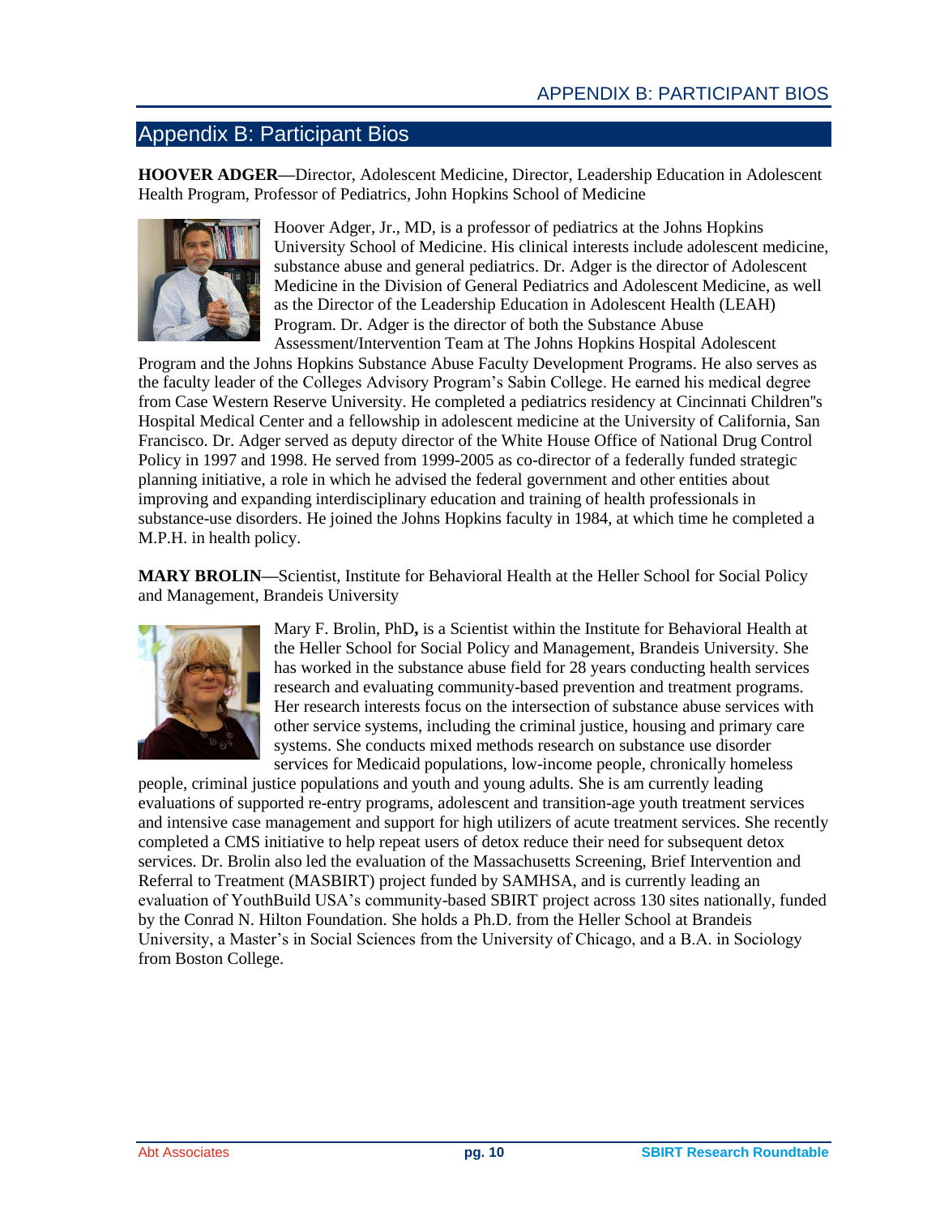## Appendix B: Participant Bios

**HOOVER ADGER—**Director, Adolescent Medicine, Director, Leadership Education in Adolescent Health Program, Professor of Pediatrics, John Hopkins School of Medicine

Hoover Adger, Jr., MD, is a professor of pediatrics at the Johns Hopkins University School of Medicine. His clinical interests include adolescent medicine, substance abuse and general pediatrics. Dr. Adger is the director of Adolescent Medicine in the Division of General Pediatrics and Adolescent Medicine, as well as the Director of the Leadership Education in Adolescent Health (LEAH) Program. Dr. Adger is the director of both the Substance Abuse Assessment/Intervention Team at The Johns Hopkins Hospital Adolescent Program and the Johns Hopkins Substance Abuse Faculty Development Programs. He also serves as the faculty leader of the Colleges Advisory Program's Sabin College. He earned his medical degree from Case Western Reserve University. He completed a pediatrics residency at Cincinnati Children''s Hospital Medical Center and a fellowship in adolescent medicine at the University of California, San Francisco. Dr. Adger served as deputy director of the White House Office of National Drug Control Policy in 1997 and 1998. He served from 1999-2005 as co-director of a federally funded strategic planning initiative, a role in which he advised the federal government and other entities about improving and expanding interdisciplinary education and training of health professionals in substance-use disorders. He joined the Johns Hopkins faculty in 1984, at which time he completed a M.P.H. in health policy.

**MARY BROLIN—**Scientist, Institute for Behavioral Health at the Heller School for Social Policy and Management, Brandeis University

Mary F. Brolin, PhD**,** is a Scientist within the Institute for Behavioral Health at the Heller School for Social Policy and Management, Brandeis University. She has worked in the substance abuse field for 28 years conducting health services research and evaluating community-based prevention and treatment programs. Her research interests focus on the intersection of substance abuse services with other service systems, including the criminal justice, housing and primary care systems. She conducts mixed methods research on substance use disorder services for Medicaid populations, low-income people, chronically homeless people, criminal justice populations and youth and young adults. She is am currently leading evaluations of supported re-entry programs, adolescent and transition-age youth treatment services and intensive case management and support for high utilizers of acute treatment services. She recently completed a CMS initiative to help repeat users of detox reduce their need for subsequent detox services. Dr. Brolin also led the evaluation of the Massachusetts Screening, Brief Intervention and Referral to Treatment (MASBIRT) project funded by SAMHSA, and is currently leading an evaluation of YouthBuild USA's community-based SBIRT project across 130 sites nationally, funded by the Conrad N. Hilton Foundation. She holds a Ph.D. from the Heller School at Brandeis University, a Master's in Social Sciences from the University of Chicago, and a B.A. in Sociology from Boston College.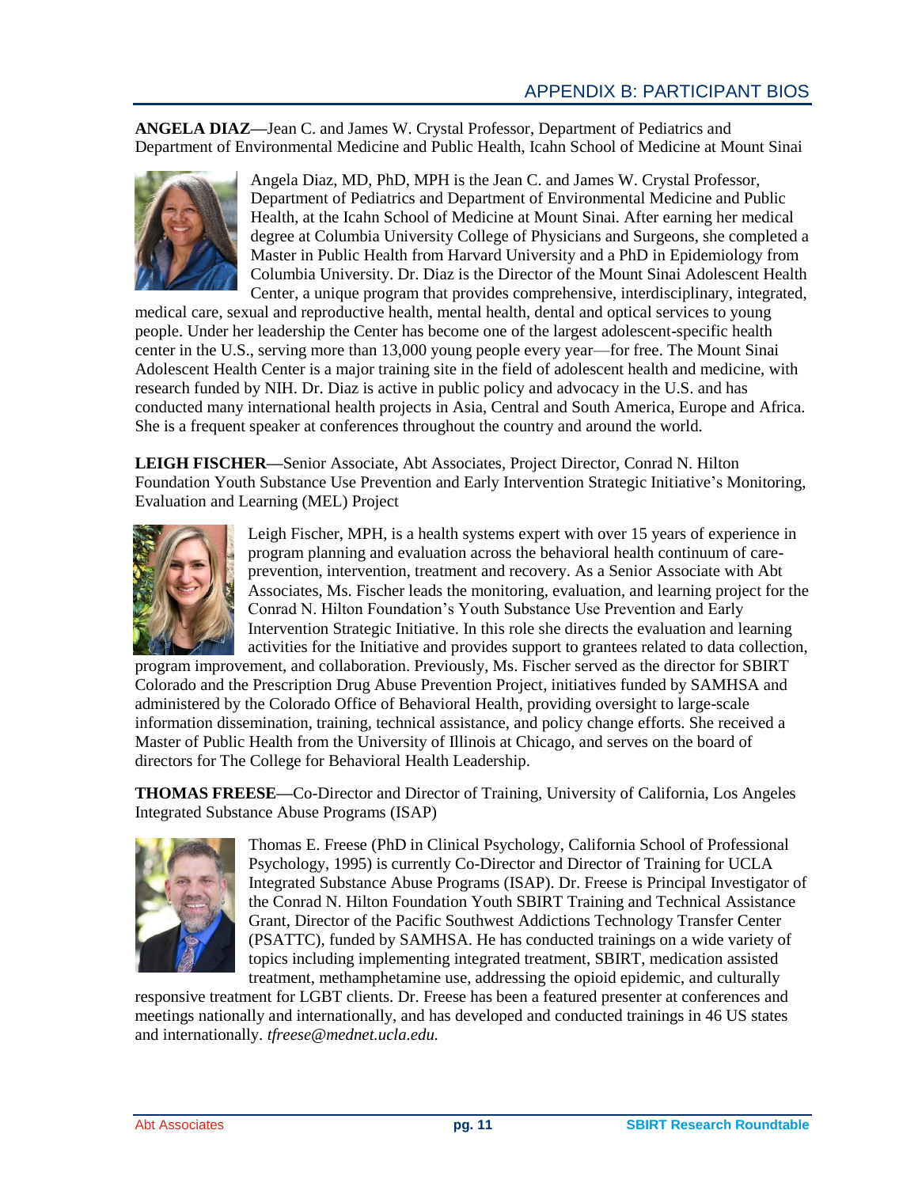# APPENDIX B: PARTICIPANT BIOS

**ANGELA DIAZ—**Jean C. and James W. Crystal Professor, Department of Pediatrics and Department of Environmental Medicine and Public Health, Icahn School of Medicine at Mount Sinai

Angela Diaz, MD, PhD, MPH is the Jean C. and James W. Crystal Professor, Department of Pediatrics and Department of Environmental Medicine and Public Health, at the Icahn School of Medicine at Mount Sinai. After earning her medical degree at Columbia University College of Physicians and Surgeons, she completed a Master in Public Health from Harvard University and a PhD in Epidemiology from Columbia University. Dr. Diaz is the Director of the Mount Sinai Adolescent Health Center, a unique program that provides comprehensive, interdisciplinary, integrated, medical care, sexual and reproductive health, mental health, dental and optical services to young people. Under her leadership the Center has become one of the largest adolescent-specific health center in the U.S., serving more than 13,000 young people every year—for free. The Mount Sinai Adolescent Health Center is a major training site in the field of adolescent health and medicine, with research funded by NIH. Dr. Diaz is active in public policy and advocacy in the U.S. and has conducted many international health projects in Asia, Central and South America, Europe and Africa. She is a frequent speaker at conferences throughout the country and around the world.

**LEIGH FISCHER—**Senior Associate, Abt Associates, Project Director, Conrad N. Hilton Foundation Youth Substance Use Prevention and Early Intervention Strategic Initiative's Monitoring, Evaluation and Learning (MEL) Project

Leigh Fischer, MPH, is a health systems expert with over 15 years of experience in program planning and evaluation across the behavioral health continuum of care-prevention, intervention, treatment and recovery. As a Senior Associate with Abt Associates, Ms. Fischer leads the monitoring, evaluation, and learning project for the Conrad N. Hilton Foundation's Youth Substance Use Prevention and Early Intervention Strategic Initiative. In this role she directs the evaluation and learning activities for the Initiative and provides support to grantees related to data collection, program improvement, and collaboration. Previously, Ms. Fischer served as the director for SBIRT Colorado and the Prescription Drug Abuse Prevention Project, initiatives funded by SAMHSA and administered by the Colorado Office of Behavioral Health, providing oversight to large-scale information dissemination, training, technical assistance, and policy change efforts. She received a Master of Public Health from the University of Illinois at Chicago, and serves on the board of directors for The College for Behavioral Health Leadership.

**THOMAS FREESE—**Co-Director and Director of Training, University of California, Los Angeles Integrated Substance Abuse Programs (ISAP)

Thomas E. Freese (PhD in Clinical Psychology, California School of Professional Psychology, 1995) is currently Co-Director and Director of Training for UCLA Integrated Substance Abuse Programs (ISAP). Dr. Freese is Principal Investigator of the Conrad N. Hilton Foundation Youth SBIRT Training and Technical Assistance Grant, Director of the Pacific Southwest Addictions Technology Transfer Center (PSATTC), funded by SAMHSA. He has conducted trainings on a wide variety of topics including implementing integrated treatment, SBIRT, medication assisted treatment, methamphetamine use, addressing the opioid epidemic, and culturally responsive treatment for LGBT clients. Dr. Freese has been a featured presenter at conferences and meetings nationally and internationally, and has developed and conducted trainings in 46 US states and internationally. *tfreese@mednet.ucla.edu.*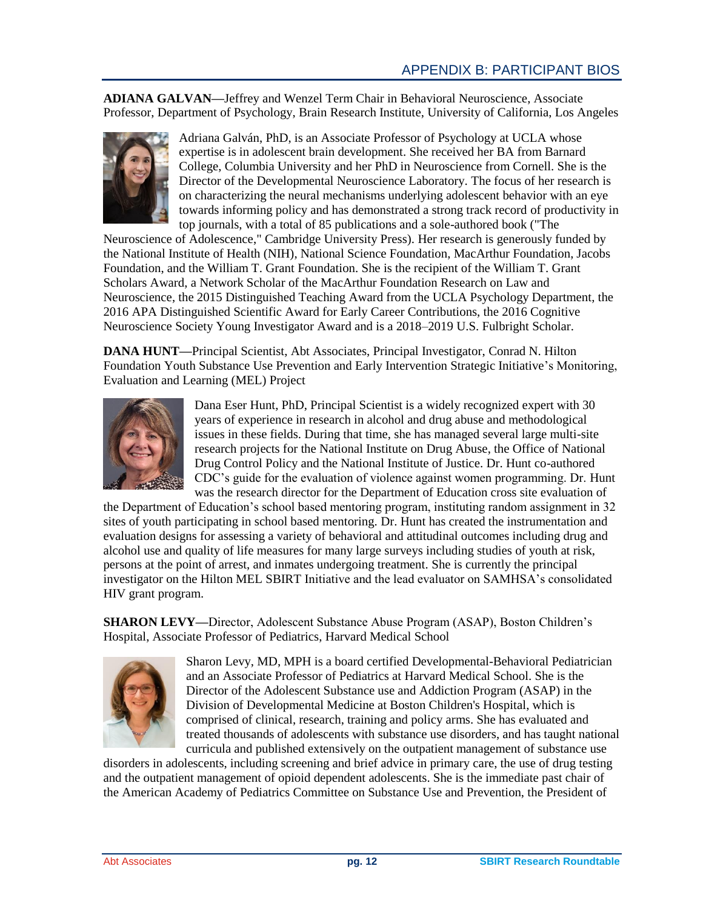## APPENDIX B: PARTICIPANT BIOS

**ADIANA GALVAN—**Jeffrey and Wenzel Term Chair in Behavioral Neuroscience, Associate Professor, Department of Psychology, Brain Research Institute, University of California, Los Angeles

Adriana Galván, PhD, is an Associate Professor of Psychology at UCLA whose expertise is in adolescent brain development. She received her BA from Barnard College, Columbia University and her PhD in Neuroscience from Cornell. She is the Director of the Developmental Neuroscience Laboratory. The focus of her research is on characterizing the neural mechanisms underlying adolescent behavior with an eye towards informing policy and has demonstrated a strong track record of productivity in top journals, with a total of 85 publications and a sole-authored book ("The Neuroscience of Adolescence," Cambridge University Press). Her research is generously funded by the National Institute of Health (NIH), National Science Foundation, MacArthur Foundation, Jacobs Foundation, and the William T. Grant Foundation. She is the recipient of the William T. Grant Scholars Award, a Network Scholar of the MacArthur Foundation Research on Law and Neuroscience, the 2015 Distinguished Teaching Award from the UCLA Psychology Department, the 2016 APA Distinguished Scientific Award for Early Career Contributions, the 2016 Cognitive Neuroscience Society Young Investigator Award and is a 2018–2019 U.S. Fulbright Scholar.

**DANA HUNT—**Principal Scientist, Abt Associates, Principal Investigator, Conrad N. Hilton Foundation Youth Substance Use Prevention and Early Intervention Strategic Initiative's Monitoring, Evaluation and Learning (MEL) Project

Dana Eser Hunt, PhD, Principal Scientist is a widely recognized expert with 30 years of experience in research in alcohol and drug abuse and methodological issues in these fields. During that time, she has managed several large multi-site research projects for the National Institute on Drug Abuse, the Office of National Drug Control Policy and the National Institute of Justice. Dr. Hunt co-authored CDC's guide for the evaluation of violence against women programming. Dr. Hunt was the research director for the Department of Education cross site evaluation of the Department of Education's school based mentoring program, instituting random assignment in 32 sites of youth participating in school based mentoring. Dr. Hunt has created the instrumentation and evaluation designs for assessing a variety of behavioral and attitudinal outcomes including drug and alcohol use and quality of life measures for many large surveys including studies of youth at risk, persons at the point of arrest, and inmates undergoing treatment. She is currently the principal investigator on the Hilton MEL SBIRT Initiative and the lead evaluator on SAMHSA's consolidated HIV grant program.

**SHARON LEVY—**Director, Adolescent Substance Abuse Program (ASAP), Boston Children's Hospital, Associate Professor of Pediatrics, Harvard Medical School

Sharon Levy, MD, MPH is a board certified Developmental-Behavioral Pediatrician and an Associate Professor of Pediatrics at Harvard Medical School. She is the Director of the Adolescent Substance use and Addiction Program (ASAP) in the Division of Developmental Medicine at Boston Children's Hospital, which is comprised of clinical, research, training and policy arms. She has evaluated and treated thousands of adolescents with substance use disorders, and has taught national curricula and published extensively on the outpatient management of substance use disorders in adolescents, including screening and brief advice in primary care, the use of drug testing and the outpatient management of opioid dependent adolescents. She is the immediate past chair of the American Academy of Pediatrics Committee on Substance Use and Prevention, the President of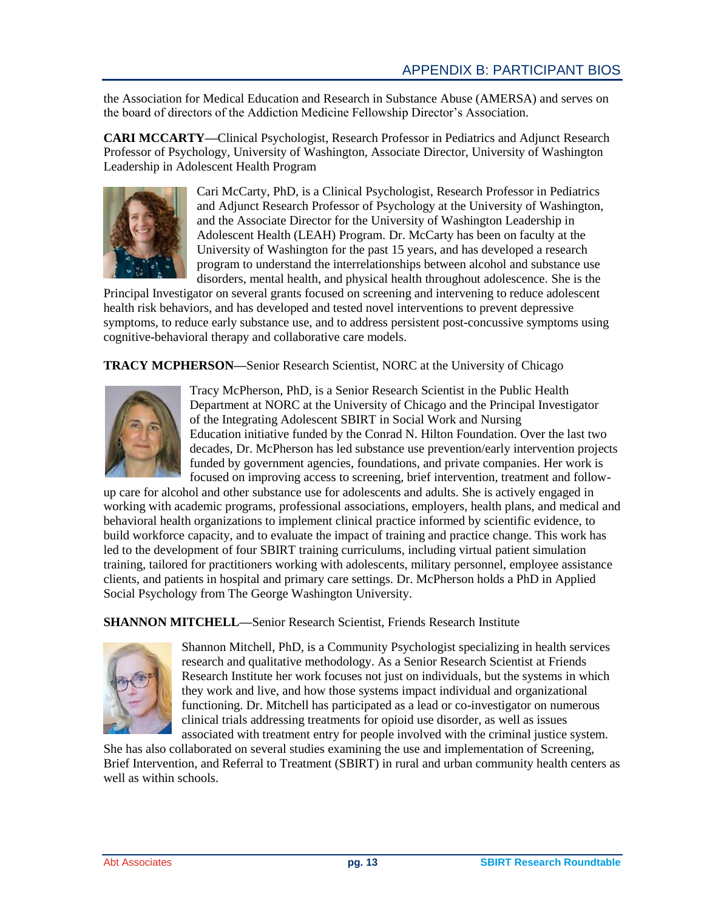the Association for Medical Education and Research in Substance Abuse (AMERSA) and serves on the board of directors of the Addiction Medicine Fellowship Director's Association.

**CARI MCCARTY**—Clinical Psychologist, Research Professor in Pediatrics and Adjunct Research Professor of Psychology, University of Washington, Associate Director, University of Washington Leadership in Adolescent Health Program

Cari McCarty, PhD, is a Clinical Psychologist, Research Professor in Pediatrics and Adjunct Research Professor of Psychology at the University of Washington, and the Associate Director for the University of Washington Leadership in Adolescent Health (LEAH) Program. Dr. McCarty has been on faculty at the University of Washington for the past 15 years, and has developed a research program to understand the interrelationships between alcohol and substance use disorders, mental health, and physical health throughout adolescence. She is the Principal Investigator on several grants focused on screening and intervening to reduce adolescent health risk behaviors, and has developed and tested novel interventions to prevent depressive symptoms, to reduce early substance use, and to address persistent post-concussive symptoms using cognitive-behavioral therapy and collaborative care models.

**TRACY MCPHERSON**—Senior Research Scientist, NORC at the University of Chicago

Tracy McPherson, PhD, is a Senior Research Scientist in the Public Health Department at NORC at the University of Chicago and the Principal Investigator of the Integrating Adolescent SBIRT in Social Work and Nursing Education initiative funded by the Conrad N. Hilton Foundation. Over the last two decades, Dr. McPherson has led substance use prevention/early intervention projects funded by government agencies, foundations, and private companies. Her work is focused on improving access to screening, brief intervention, treatment and follow-up care for alcohol and other substance use for adolescents and adults. She is actively engaged in working with academic programs, professional associations, employers, health plans, and medical and behavioral health organizations to implement clinical practice informed by scientific evidence, to build workforce capacity, and to evaluate the impact of training and practice change. This work has led to the development of four SBIRT training curriculums, including virtual patient simulation training, tailored for practitioners working with adolescents, military personnel, employee assistance clients, and patients in hospital and primary care settings. Dr. McPherson holds a PhD in Applied Social Psychology from The George Washington University.

**SHANNON MITCHELL**—Senior Research Scientist, Friends Research Institute

Shannon Mitchell, PhD, is a Community Psychologist specializing in health services research and qualitative methodology. As a Senior Research Scientist at Friends Research Institute her work focuses not just on individuals, but the systems in which they work and live, and how those systems impact individual and organizational functioning. Dr. Mitchell has participated as a lead or co-investigator on numerous clinical trials addressing treatments for opioid use disorder, as well as issues associated with treatment entry for people involved with the criminal justice system. She has also collaborated on several studies examining the use and implementation of Screening, Brief Intervention, and Referral to Treatment (SBIRT) in rural and urban community health centers as well as within schools.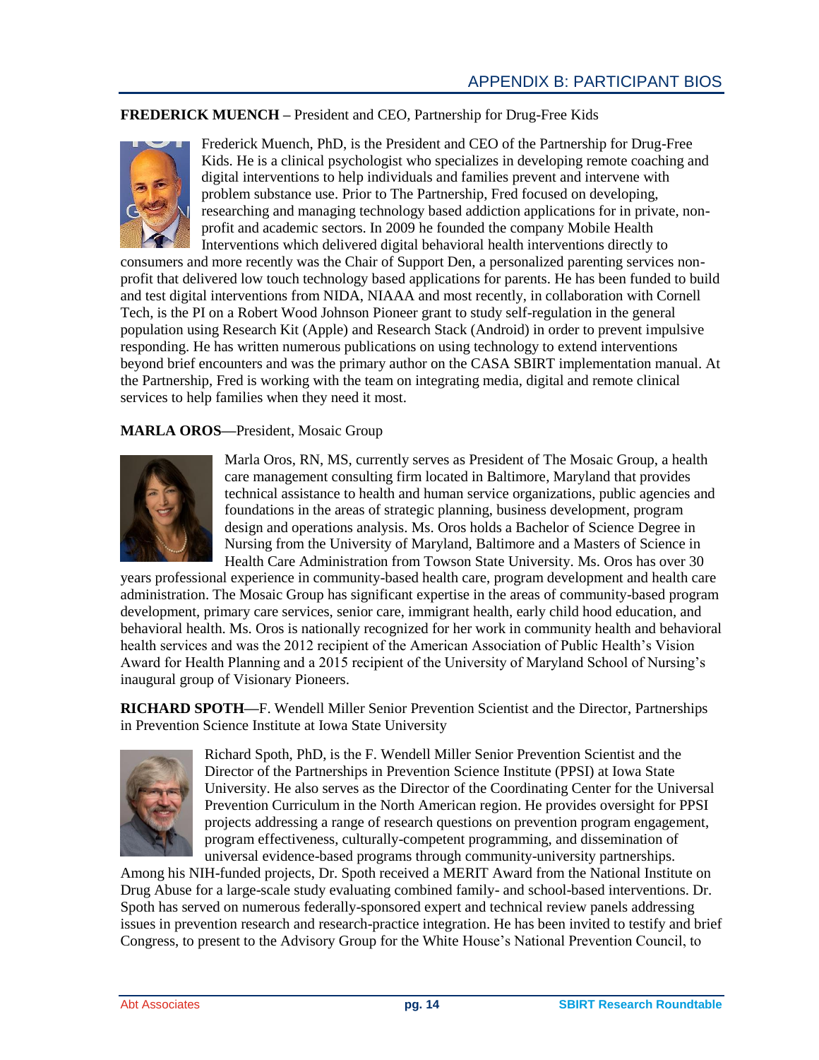**FREDERICK MUENCH –** President and CEO, Partnership for Drug-Free Kids

Frederick Muench, PhD, is the President and CEO of the Partnership for Drug-Free Kids. He is a clinical psychologist who specializes in developing remote coaching and digital interventions to help individuals and families prevent and intervene with problem substance use. Prior to The Partnership, Fred focused on developing, researching and managing technology based addiction applications for in private, non-profit and academic sectors. In 2009 he founded the company Mobile Health Interventions which delivered digital behavioral health interventions directly to consumers and more recently was the Chair of Support Den, a personalized parenting services non-profit that delivered low touch technology based applications for parents. He has been funded to build and test digital interventions from NIDA, NIAAA and most recently, in collaboration with Cornell Tech, is the PI on a Robert Wood Johnson Pioneer grant to study self-regulation in the general population using Research Kit (Apple) and Research Stack (Android) in order to prevent impulsive responding. He has written numerous publications on using technology to extend interventions beyond brief encounters and was the primary author on the CASA SBIRT implementation manual. At the Partnership, Fred is working with the team on integrating media, digital and remote clinical services to help families when they need it most.

**MARLA OROS**—President, Mosaic Group

Marla Oros, RN, MS, currently serves as President of The Mosaic Group, a health care management consulting firm located in Baltimore, Maryland that provides technical assistance to health and human service organizations, public agencies and foundations in the areas of strategic planning, business development, program design and operations analysis. Ms. Oros holds a Bachelor of Science Degree in Nursing from the University of Maryland, Baltimore and a Masters of Science in Health Care Administration from Towson State University. Ms. Oros has over 30 years professional experience in community-based health care, program development and health care administration. The Mosaic Group has significant expertise in the areas of community-based program development, primary care services, senior care, immigrant health, early child hood education, and behavioral health. Ms. Oros is nationally recognized for her work in community health and behavioral health services and was the 2012 recipient of the American Association of Public Health's Vision Award for Health Planning and a 2015 recipient of the University of Maryland School of Nursing's inaugural group of Visionary Pioneers.

**RICHARD SPOTH**—F. Wendell Miller Senior Prevention Scientist and the Director, Partnerships in Prevention Science Institute at Iowa State University

Richard Spoth, PhD, is the F. Wendell Miller Senior Prevention Scientist and the Director of the Partnerships in Prevention Science Institute (PPSI) at Iowa State University. He also serves as the Director of the Coordinating Center for the Universal Prevention Curriculum in the North American region. He provides oversight for PPSI projects addressing a range of research questions on prevention program engagement, program effectiveness, culturally-competent programming, and dissemination of universal evidence-based programs through community-university partnerships. Among his NIH-funded projects, Dr. Spoth received a MERIT Award from the National Institute on Drug Abuse for a large-scale study evaluating combined family- and school-based interventions. Dr. Spoth has served on numerous federally-sponsored expert and technical review panels addressing issues in prevention research and research-practice integration. He has been invited to testify and brief Congress, to present to the Advisory Group for the White House's National Prevention Council, to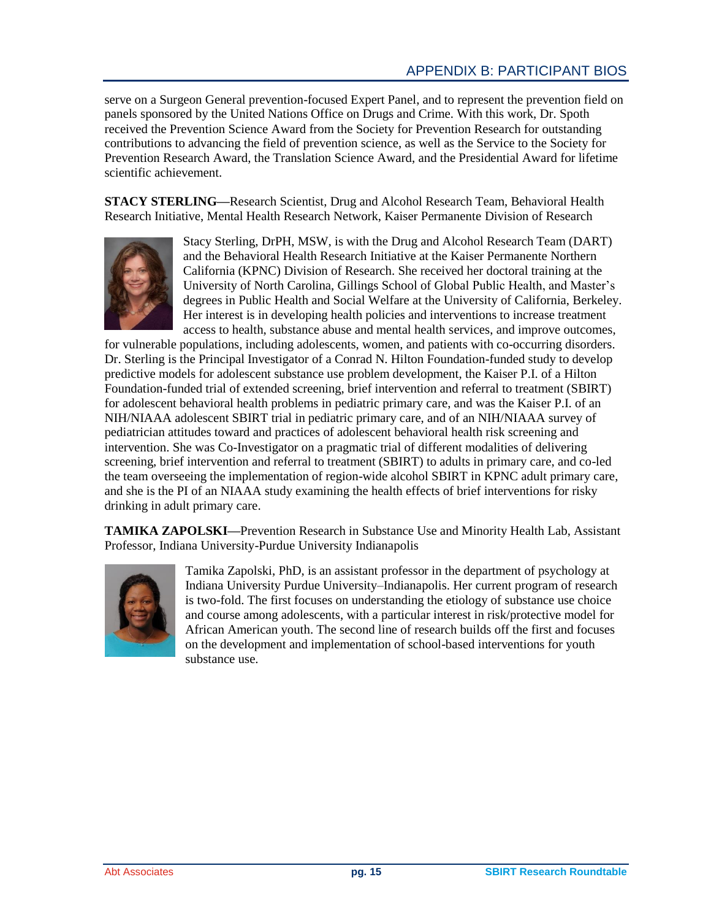serve on a Surgeon General prevention-focused Expert Panel, and to represent the prevention field on panels sponsored by the United Nations Office on Drugs and Crime. With this work, Dr. Spoth received the Prevention Science Award from the Society for Prevention Research for outstanding contributions to advancing the field of prevention science, as well as the Service to the Society for Prevention Research Award, the Translation Science Award, and the Presidential Award for lifetime scientific achievement.

**STACY STERLING**—Research Scientist, Drug and Alcohol Research Team, Behavioral Health Research Initiative, Mental Health Research Network, Kaiser Permanente Division of Research

Stacy Sterling, DrPH, MSW, is with the Drug and Alcohol Research Team (DART) and the Behavioral Health Research Initiative at the Kaiser Permanente Northern California (KPNC) Division of Research. She received her doctoral training at the University of North Carolina, Gillings School of Global Public Health, and Master's degrees in Public Health and Social Welfare at the University of California, Berkeley. Her interest is in developing health policies and interventions to increase treatment access to health, substance abuse and mental health services, and improve outcomes, for vulnerable populations, including adolescents, women, and patients with co-occurring disorders. Dr. Sterling is the Principal Investigator of a Conrad N. Hilton Foundation-funded study to develop predictive models for adolescent substance use problem development, the Kaiser P.I. of a Hilton Foundation-funded trial of extended screening, brief intervention and referral to treatment (SBIRT) for adolescent behavioral health problems in pediatric primary care, and was the Kaiser P.I. of an NIH/NIAAA adolescent SBIRT trial in pediatric primary care, and of an NIH/NIAAA survey of pediatrician attitudes toward and practices of adolescent behavioral health risk screening and intervention. She was Co-Investigator on a pragmatic trial of different modalities of delivering screening, brief intervention and referral to treatment (SBIRT) to adults in primary care, and co-led the team overseeing the implementation of region-wide alcohol SBIRT in KPNC adult primary care, and she is the PI of an NIAAA study examining the health effects of brief interventions for risky drinking in adult primary care.

**TAMIKA ZAPOLSKI—**Prevention Research in Substance Use and Minority Health Lab, Assistant Professor, Indiana University-Purdue University Indianapolis

Tamika Zapolski, PhD, is an assistant professor in the department of psychology at Indiana University Purdue University–Indianapolis. Her current program of research is two-fold. The first focuses on understanding the etiology of substance use choice and course among adolescents, with a particular interest in risk/protective model for African American youth. The second line of research builds off the first and focuses on the development and implementation of school-based interventions for youth substance use.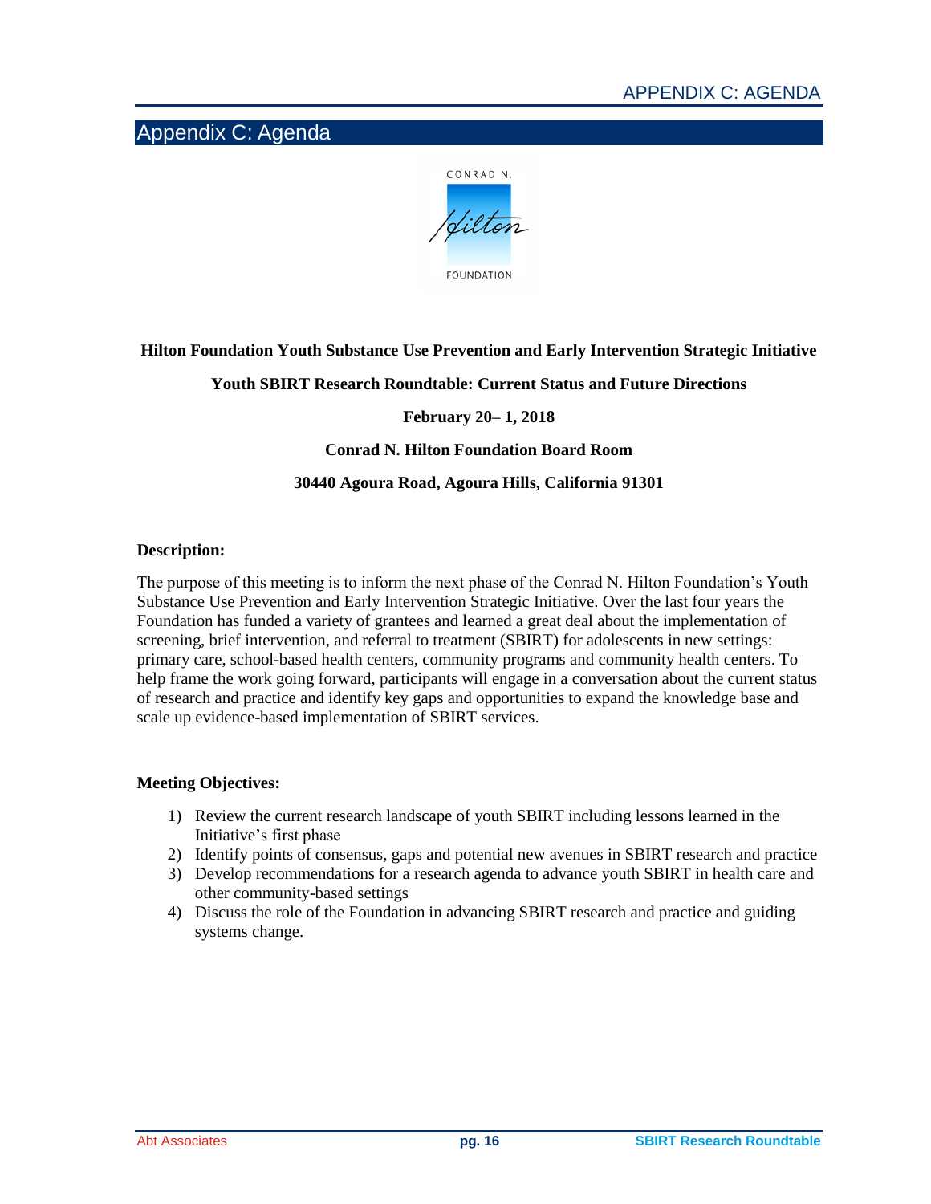# Appendix C: Agenda

CONRAD N. Hilton FOUNDATION

**Hilton Foundation Youth Substance Use Prevention and Early Intervention Strategic Initiative**

**Youth SBIRT Research Roundtable: Current Status and Future Directions**

**February 20– 1, 2018**

**Conrad N. Hilton Foundation Board Room**

**30440 Agoura Road, Agoura Hills, California 91301**

**Description:**

The purpose of this meeting is to inform the next phase of the Conrad N. Hilton Foundation's Youth Substance Use Prevention and Early Intervention Strategic Initiative. Over the last four years the Foundation has funded a variety of grantees and learned a great deal about the implementation of screening, brief intervention, and referral to treatment (SBIRT) for adolescents in new settings: primary care, school-based health centers, community programs and community health centers. To help frame the work going forward, participants will engage in a conversation about the current status of research and practice and identify key gaps and opportunities to expand the knowledge base and scale up evidence-based implementation of SBIRT services.

**Meeting Objectives:**

1) Review the current research landscape of youth SBIRT including lessons learned in the Initiative's first phase
2) Identify points of consensus, gaps and potential new avenues in SBIRT research and practice
3) Develop recommendations for a research agenda to advance youth SBIRT in health care and other community-based settings
4) Discuss the role of the Foundation in advancing SBIRT research and practice and guiding systems change.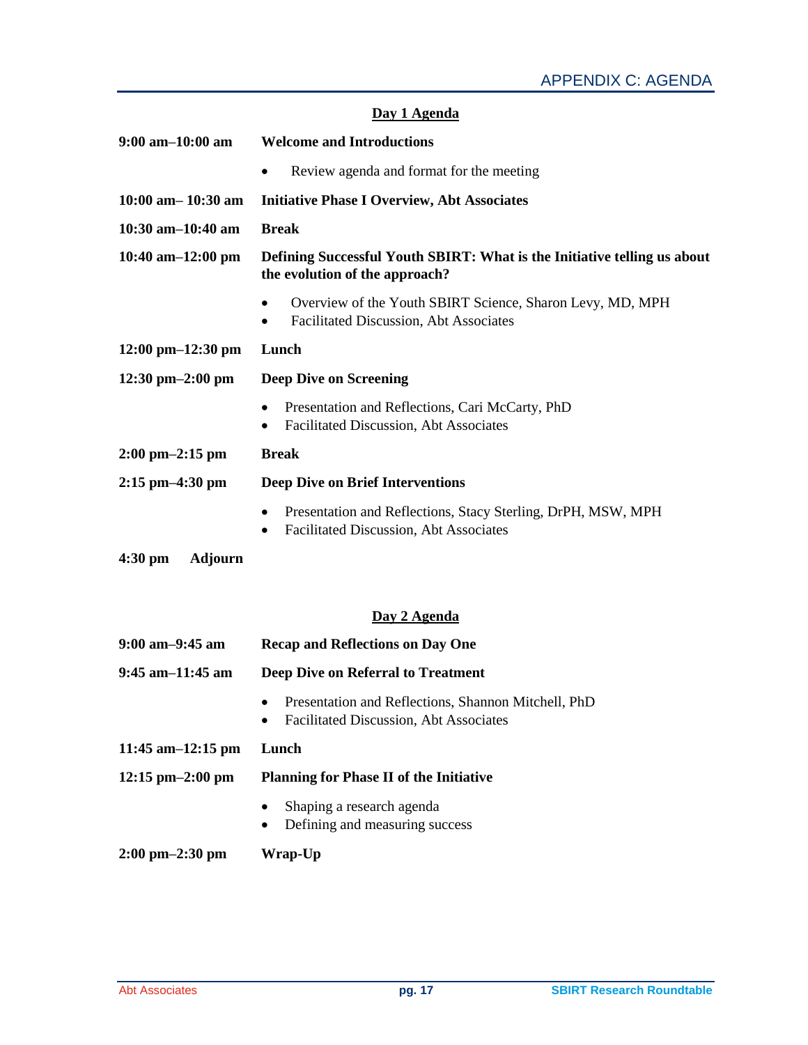# APPENDIX C: AGENDA

## Day 1 Agenda

**9:00 am–10:00 am** **Welcome and Introductions**

- Review agenda and format for the meeting

**10:00 am– 10:30 am** **Initiative Phase I Overview, Abt Associates**

**10:30 am–10:40 am** **Break**

**10:40 am–12:00 pm** **Defining Successful Youth SBIRT: What is the Initiative telling us about the evolution of the approach?**

- Overview of the Youth SBIRT Science, Sharon Levy, MD, MPH
- Facilitated Discussion, Abt Associates

**12:00 pm–12:30 pm** **Lunch**

**12:30 pm–2:00 pm** **Deep Dive on Screening**

- Presentation and Reflections, Cari McCarty, PhD
- Facilitated Discussion, Abt Associates

**2:00 pm–2:15 pm** **Break**

**2:15 pm–4:30 pm** **Deep Dive on Brief Interventions**

- Presentation and Reflections, Stacy Sterling, DrPH, MSW, MPH
- Facilitated Discussion, Abt Associates

**4:30 pm** **Adjourn**

## Day 2 Agenda

**9:00 am–9:45 am** **Recap and Reflections on Day One**

**9:45 am–11:45 am** **Deep Dive on Referral to Treatment**

- Presentation and Reflections, Shannon Mitchell, PhD
- Facilitated Discussion, Abt Associates

**11:45 am–12:15 pm** **Lunch**

**12:15 pm–2:00 pm** **Planning for Phase II of the Initiative**

- Shaping a research agenda
- Defining and measuring success

**2:00 pm–2:30 pm** **Wrap-Up**